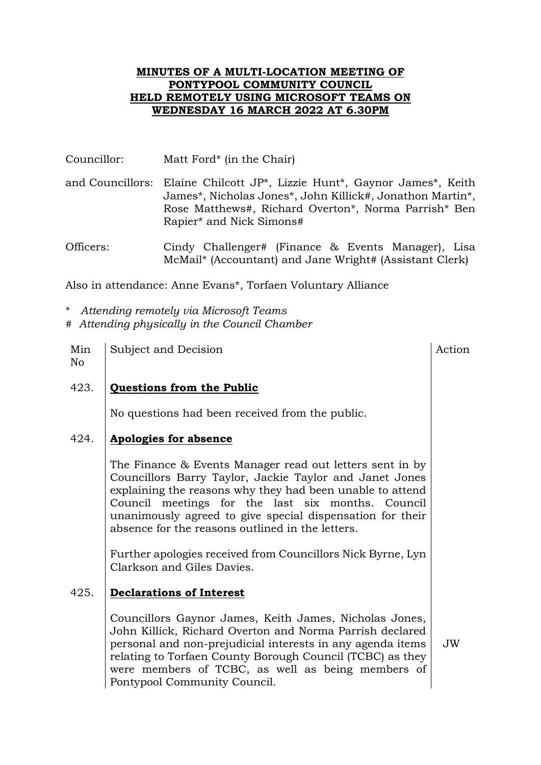# MINUTES OF A MULTI-LOCATION MEETING OF PONTYPOOL COMMUNITY COUNCIL HELD REMOTELY USING MICROSOFT TEAMS ON WEDNESDAY 16 MARCH 2022 AT 6.30PM

Councillor: Matt Ford* (in the Chair)

and Councillors: Elaine Chilcott JP*, Lizzie Hunt*, Gaynor James*, Keith James*, Nicholas Jones*, John Killick#, Jonathon Martin*, Rose Matthews#, Richard Overton*, Norma Parrish* Ben Rapier* and Nick Simons#

Officers: Cindy Challenger# (Finance & Events Manager), Lisa McMail* (Accountant) and Jane Wright# (Assistant Clerk)

Also in attendance: Anne Evans*, Torfaen Voluntary Alliance

\* *Attending remotely via Microsoft Teams*

\# *Attending physically in the Council Chamber*

| Min No | Subject and Decision | Action |
|---|---|---|
| 423. | **Questions from the Public** | |
| | No questions had been received from the public. | |
| 424. | **Apologies for absence** | |
| | The Finance & Events Manager read out letters sent in by Councillors Barry Taylor, Jackie Taylor and Janet Jones explaining the reasons why they had been unable to attend Council meetings for the last six months. Council unanimously agreed to give special dispensation for their absence for the reasons outlined in the letters. | |
| | Further apologies received from Councillors Nick Byrne, Lyn Clarkson and Giles Davies. | |
| 425. | **Declarations of Interest** | |
| | Councillors Gaynor James, Keith James, Nicholas Jones, John Killick, Richard Overton and Norma Parrish declared personal and non-prejudicial interests in any agenda items relating to Torfaen County Borough Council (TCBC) as they were members of TCBC, as well as being members of Pontypool Community Council. | JW |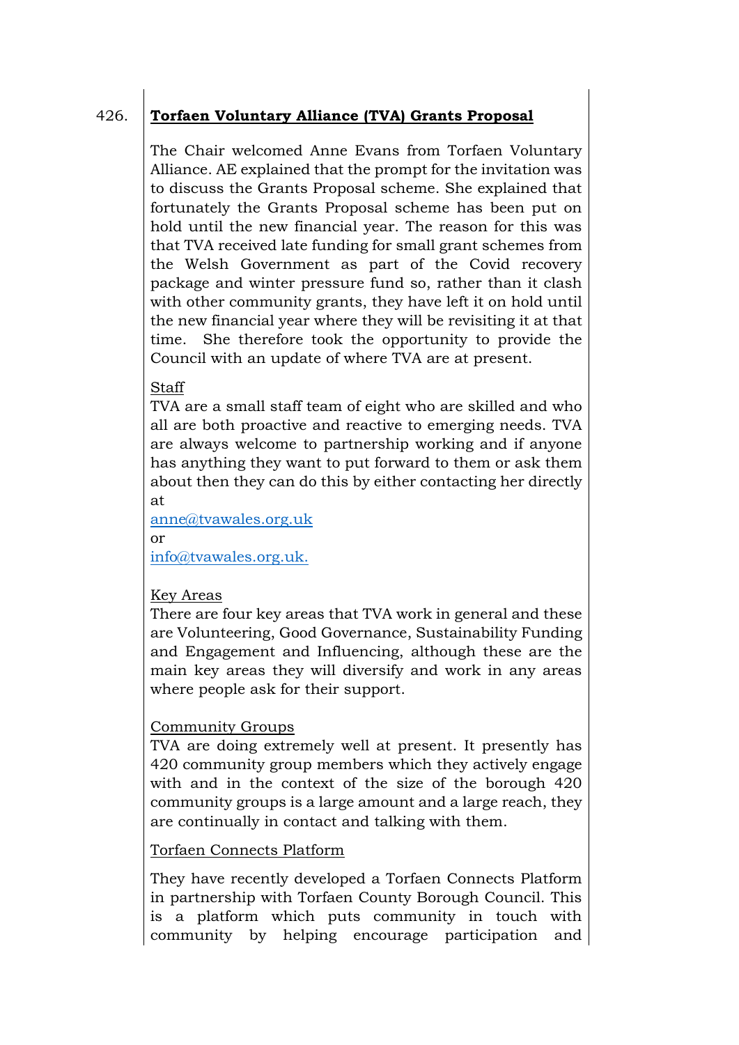426. **Torfaen Voluntary Alliance (TVA) Grants Proposal**

The Chair welcomed Anne Evans from Torfaen Voluntary Alliance. AE explained that the prompt for the invitation was to discuss the Grants Proposal scheme. She explained that fortunately the Grants Proposal scheme has been put on hold until the new financial year. The reason for this was that TVA received late funding for small grant schemes from the Welsh Government as part of the Covid recovery package and winter pressure fund so, rather than it clash with other community grants, they have left it on hold until the new financial year where they will be revisiting it at that time. She therefore took the opportunity to provide the Council with an update of where TVA are at present.

Staff
TVA are a small staff team of eight who are skilled and who all are both proactive and reactive to emerging needs. TVA are always welcome to partnership working and if anyone has anything they want to put forward to them or ask them about then they can do this by either contacting her directly at
anne@tvawales.org.uk
or
info@tvawales.org.uk.

Key Areas
There are four key areas that TVA work in general and these are Volunteering, Good Governance, Sustainability Funding and Engagement and Influencing, although these are the main key areas they will diversify and work in any areas where people ask for their support.

Community Groups
TVA are doing extremely well at present. It presently has 420 community group members which they actively engage with and in the context of the size of the borough 420 community groups is a large amount and a large reach, they are continually in contact and talking with them.

Torfaen Connects Platform

They have recently developed a Torfaen Connects Platform in partnership with Torfaen County Borough Council. This is a platform which puts community in touch with community by helping encourage participation and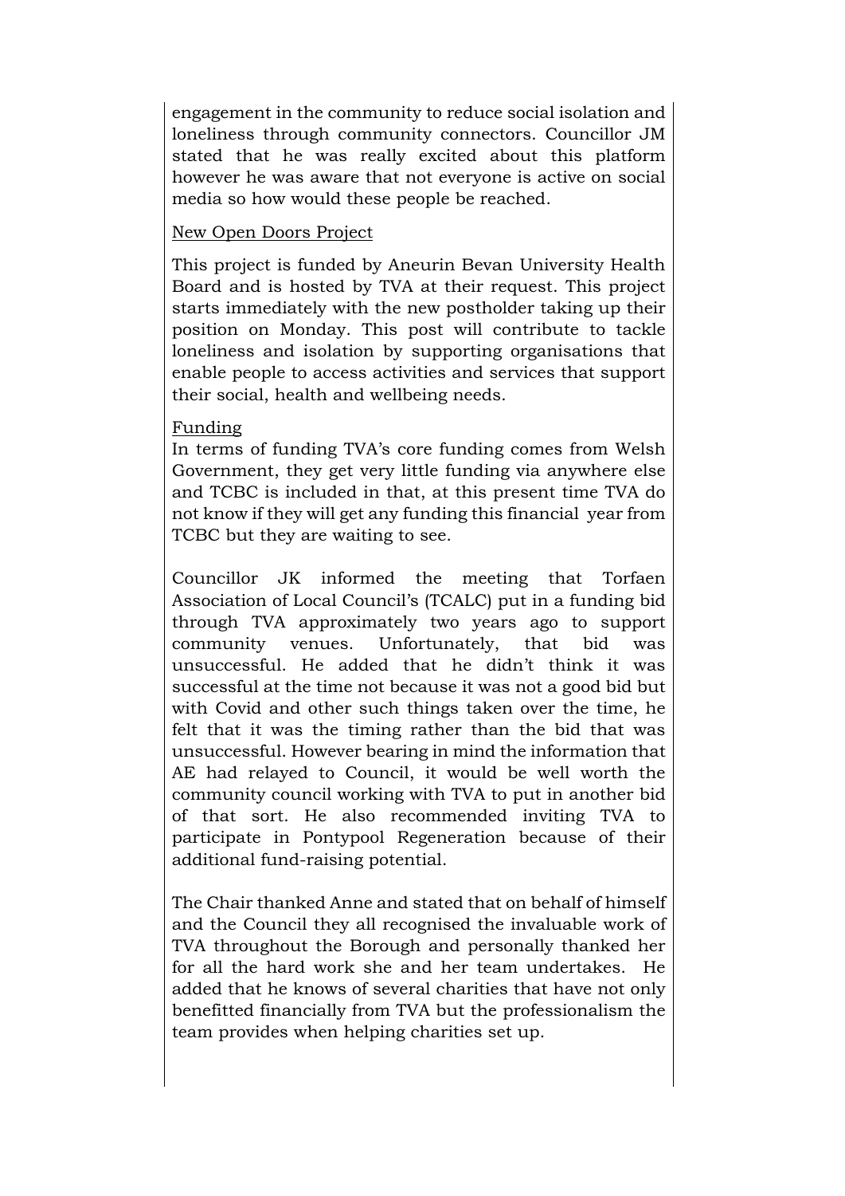engagement in the community to reduce social isolation and loneliness through community connectors. Councillor JM stated that he was really excited about this platform however he was aware that not everyone is active on social media so how would these people be reached.

<u>New Open Doors Project</u>

This project is funded by Aneurin Bevan University Health Board and is hosted by TVA at their request. This project starts immediately with the new postholder taking up their position on Monday. This post will contribute to tackle loneliness and isolation by supporting organisations that enable people to access activities and services that support their social, health and wellbeing needs.

<u>Funding</u>

In terms of funding TVA's core funding comes from Welsh Government, they get very little funding via anywhere else and TCBC is included in that, at this present time TVA do not know if they will get any funding this financial year from TCBC but they are waiting to see.

Councillor JK informed the meeting that Torfaen Association of Local Council's (TCALC) put in a funding bid through TVA approximately two years ago to support community venues. Unfortunately, that bid was unsuccessful. He added that he didn't think it was successful at the time not because it was not a good bid but with Covid and other such things taken over the time, he felt that it was the timing rather than the bid that was unsuccessful. However bearing in mind the information that AE had relayed to Council, it would be well worth the community council working with TVA to put in another bid of that sort. He also recommended inviting TVA to participate in Pontypool Regeneration because of their additional fund-raising potential.

The Chair thanked Anne and stated that on behalf of himself and the Council they all recognised the invaluable work of TVA throughout the Borough and personally thanked her for all the hard work she and her team undertakes. He added that he knows of several charities that have not only benefitted financially from TVA but the professionalism the team provides when helping charities set up.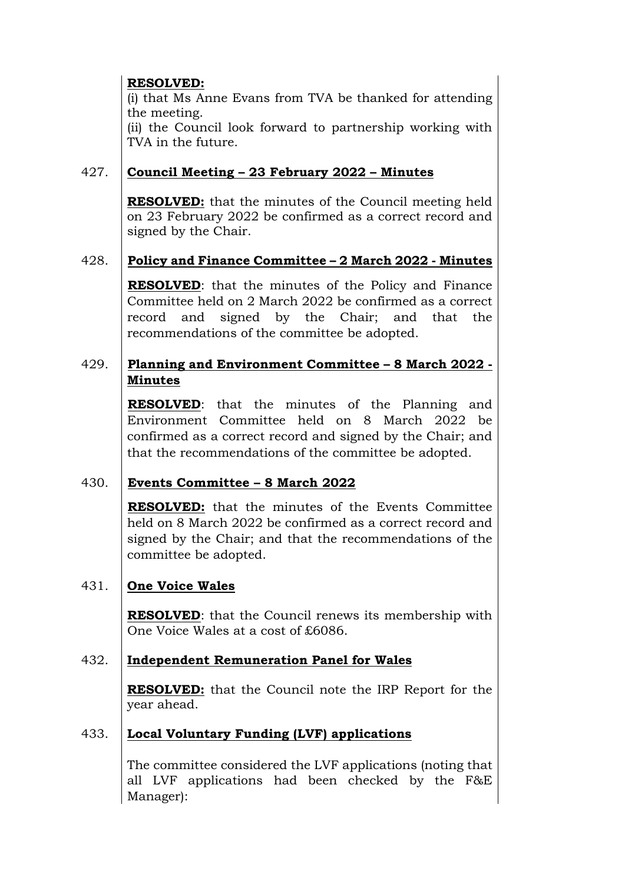**RESOLVED:**
(i) that Ms Anne Evans from TVA be thanked for attending the meeting.
(ii) the Council look forward to partnership working with TVA in the future.

427. **Council Meeting – 23 February 2022 – Minutes**

**RESOLVED:** that the minutes of the Council meeting held on 23 February 2022 be confirmed as a correct record and signed by the Chair.

428. **Policy and Finance Committee – 2 March 2022 - Minutes**

**RESOLVED**: that the minutes of the Policy and Finance Committee held on 2 March 2022 be confirmed as a correct record and signed by the Chair; and that the recommendations of the committee be adopted.

429. **Planning and Environment Committee – 8 March 2022 - Minutes**

**RESOLVED**: that the minutes of the Planning and Environment Committee held on 8 March 2022 be confirmed as a correct record and signed by the Chair; and that the recommendations of the committee be adopted.

430. **Events Committee – 8 March 2022**

**RESOLVED:** that the minutes of the Events Committee held on 8 March 2022 be confirmed as a correct record and signed by the Chair; and that the recommendations of the committee be adopted.

431. **One Voice Wales**

**RESOLVED**: that the Council renews its membership with One Voice Wales at a cost of £6086.

432. **Independent Remuneration Panel for Wales**

**RESOLVED:** that the Council note the IRP Report for the year ahead.

433. **Local Voluntary Funding (LVF) applications**

The committee considered the LVF applications (noting that all LVF applications had been checked by the F&E Manager):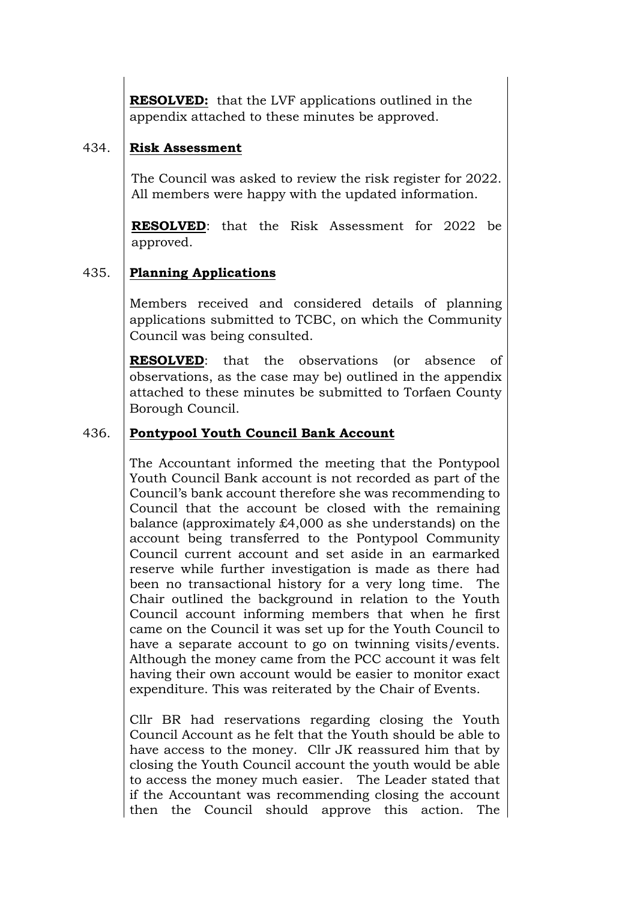**RESOLVED:** that the LVF applications outlined in the appendix attached to these minutes be approved.

434. **Risk Assessment**

The Council was asked to review the risk register for 2022. All members were happy with the updated information.

**RESOLVED**: that the Risk Assessment for 2022 be approved.

435. **Planning Applications**

Members received and considered details of planning applications submitted to TCBC, on which the Community Council was being consulted.

**RESOLVED**: that the observations (or absence of observations, as the case may be) outlined in the appendix attached to these minutes be submitted to Torfaen County Borough Council.

436. **Pontypool Youth Council Bank Account**

The Accountant informed the meeting that the Pontypool Youth Council Bank account is not recorded as part of the Council's bank account therefore she was recommending to Council that the account be closed with the remaining balance (approximately £4,000 as she understands) on the account being transferred to the Pontypool Community Council current account and set aside in an earmarked reserve while further investigation is made as there had been no transactional history for a very long time. The Chair outlined the background in relation to the Youth Council account informing members that when he first came on the Council it was set up for the Youth Council to have a separate account to go on twinning visits/events. Although the money came from the PCC account it was felt having their own account would be easier to monitor exact expenditure. This was reiterated by the Chair of Events.

Cllr BR had reservations regarding closing the Youth Council Account as he felt that the Youth should be able to have access to the money. Cllr JK reassured him that by closing the Youth Council account the youth would be able to access the money much easier. The Leader stated that if the Accountant was recommending closing the account then the Council should approve this action. The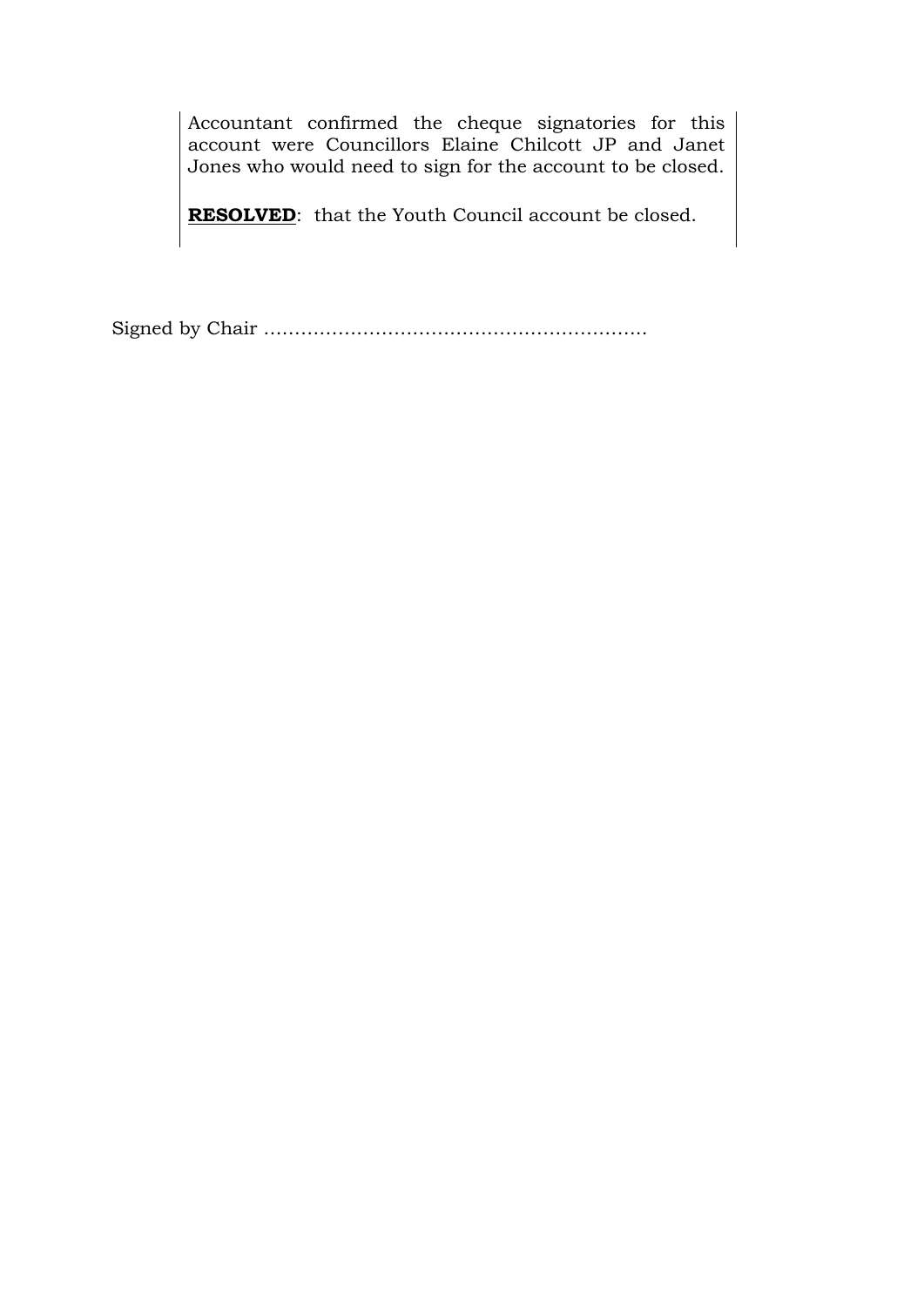Accountant confirmed the cheque signatories for this account were Councillors Elaine Chilcott JP and Janet Jones who would need to sign for the account to be closed.

**RESOLVED**: that the Youth Council account be closed.

Signed by Chair ……………………………………………………